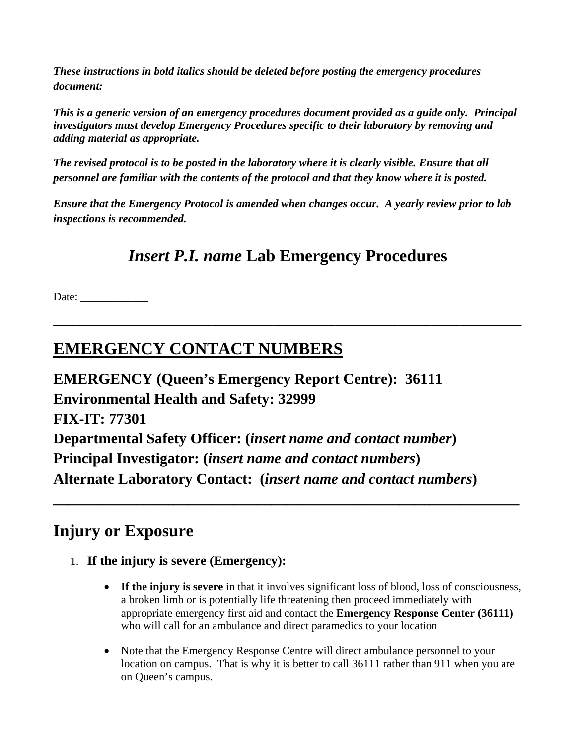***These instructions in bold italics should be deleted before posting the emergency procedures document:***

***This is a generic version of an emergency procedures document provided as a guide only.  Principal investigators must develop Emergency Procedures specific to their laboratory by removing and adding material as appropriate.***

***The revised protocol is to be posted in the laboratory where it is clearly visible. Ensure that all personnel are familiar with the contents of the protocol and that they know where it is posted.***

***Ensure that the Emergency Protocol is amended when changes occur.  A yearly review prior to lab inspections is recommended.***

# *Insert P.I. name* Lab Emergency Procedures

Date: ____________

---

## EMERGENCY CONTACT NUMBERS

**EMERGENCY (Queen's Emergency Report Centre):  36111**
**Environmental Health and Safety: 32999**
**FIX-IT: 77301**
**Departmental Safety Officer: (*insert name and contact number*)**
**Principal Investigator: (*insert name and contact numbers*)**
**Alternate Laboratory Contact:  (*insert name and contact numbers*)**

---

## Injury or Exposure

1. **If the injury is severe (Emergency):**

    - **If the injury is severe** in that it involves significant loss of blood, loss of consciousness, a broken limb or is potentially life threatening then proceed immediately with appropriate emergency first aid and contact the **Emergency Response Center (36111)** who will call for an ambulance and direct paramedics to your location

    - Note that the Emergency Response Centre will direct ambulance personnel to your location on campus.  That is why it is better to call 36111 rather than 911 when you are on Queen's campus.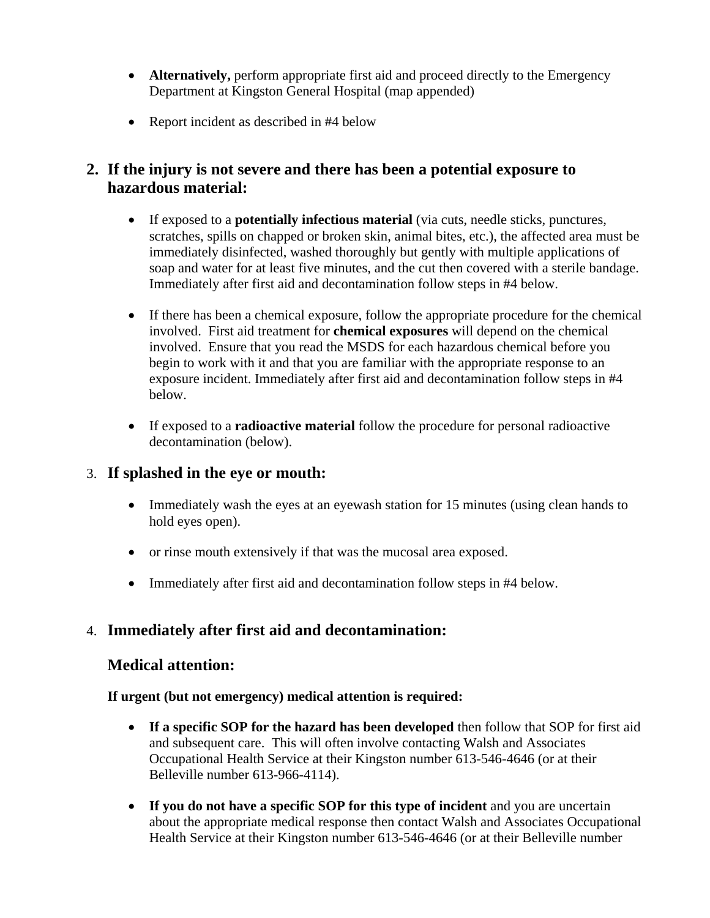- **Alternatively,** perform appropriate first aid and proceed directly to the Emergency Department at Kingston General Hospital (map appended)

- Report incident as described in #4 below

## 2. If the injury is not severe and there has been a potential exposure to hazardous material:

- If exposed to a **potentially infectious material** (via cuts, needle sticks, punctures, scratches, spills on chapped or broken skin, animal bites, etc.), the affected area must be immediately disinfected, washed thoroughly but gently with multiple applications of soap and water for at least five minutes, and the cut then covered with a sterile bandage. Immediately after first aid and decontamination follow steps in #4 below.

- If there has been a chemical exposure, follow the appropriate procedure for the chemical involved. First aid treatment for **chemical exposures** will depend on the chemical involved. Ensure that you read the MSDS for each hazardous chemical before you begin to work with it and that you are familiar with the appropriate response to an exposure incident. Immediately after first aid and decontamination follow steps in #4 below.

- If exposed to a **radioactive material** follow the procedure for personal radioactive decontamination (below).

## 3. If splashed in the eye or mouth:

- Immediately wash the eyes at an eyewash station for 15 minutes (using clean hands to hold eyes open).

- or rinse mouth extensively if that was the mucosal area exposed.

- Immediately after first aid and decontamination follow steps in #4 below.

## 4. Immediately after first aid and decontamination:

## Medical attention:

**If urgent (but not emergency) medical attention is required:**

- **If a specific SOP for the hazard has been developed** then follow that SOP for first aid and subsequent care. This will often involve contacting Walsh and Associates Occupational Health Service at their Kingston number 613-546-4646 (or at their Belleville number 613-966-4114).

- **If you do not have a specific SOP for this type of incident** and you are uncertain about the appropriate medical response then contact Walsh and Associates Occupational Health Service at their Kingston number 613-546-4646 (or at their Belleville number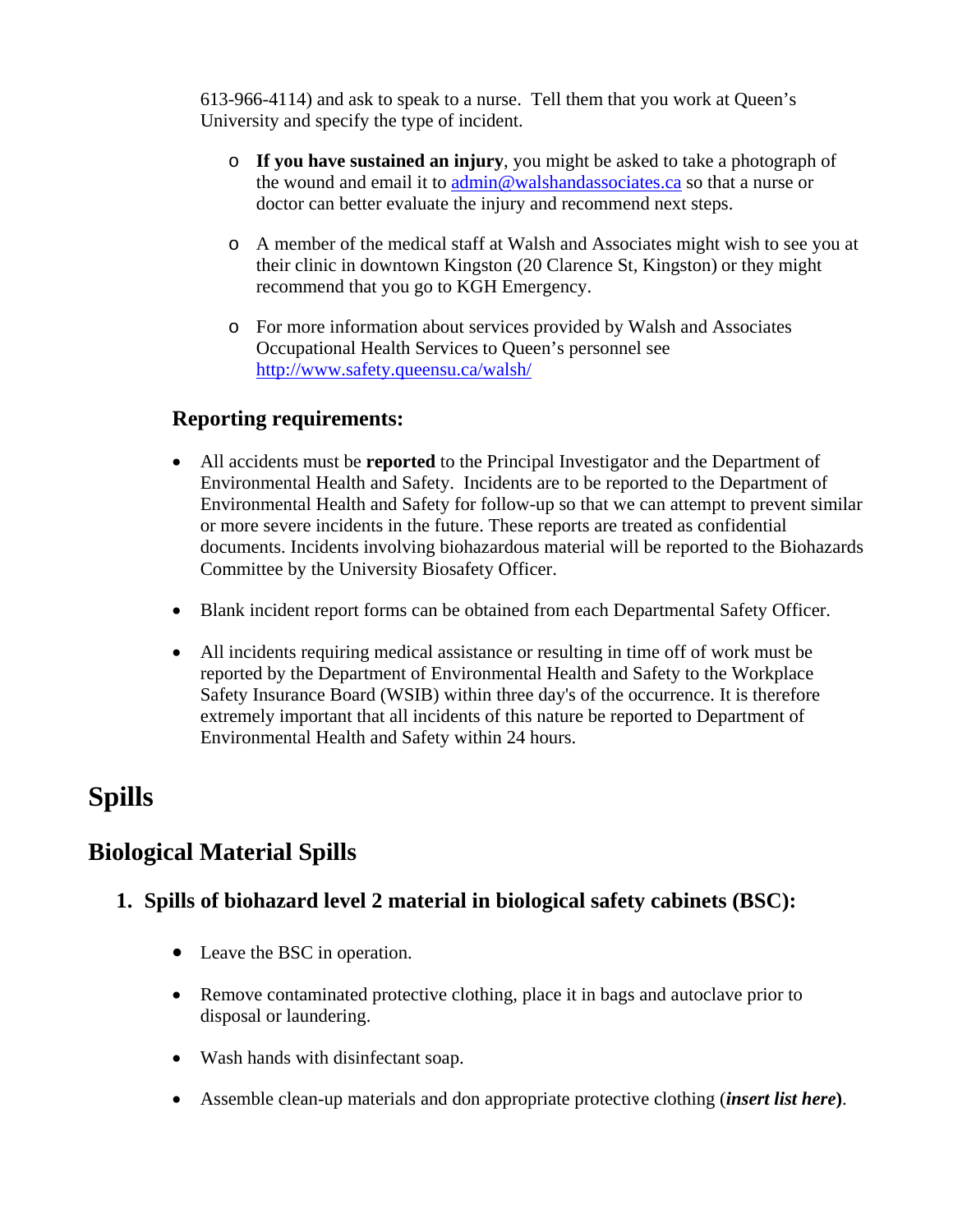613-966-4114) and ask to speak to a nurse. Tell them that you work at Queen's University and specify the type of incident.

- **If you have sustained an injury**, you might be asked to take a photograph of the wound and email it to admin@walshandassociates.ca so that a nurse or doctor can better evaluate the injury and recommend next steps.
- A member of the medical staff at Walsh and Associates might wish to see you at their clinic in downtown Kingston (20 Clarence St, Kingston) or they might recommend that you go to KGH Emergency.
- For more information about services provided by Walsh and Associates Occupational Health Services to Queen's personnel see http://www.safety.queensu.ca/walsh/

### Reporting requirements:

- All accidents must be **reported** to the Principal Investigator and the Department of Environmental Health and Safety. Incidents are to be reported to the Department of Environmental Health and Safety for follow-up so that we can attempt to prevent similar or more severe incidents in the future. These reports are treated as confidential documents. Incidents involving biohazardous material will be reported to the Biohazards Committee by the University Biosafety Officer.
- Blank incident report forms can be obtained from each Departmental Safety Officer.
- All incidents requiring medical assistance or resulting in time off of work must be reported by the Department of Environmental Health and Safety to the Workplace Safety Insurance Board (WSIB) within three day's of the occurrence. It is therefore extremely important that all incidents of this nature be reported to Department of Environmental Health and Safety within 24 hours.

# Spills

## Biological Material Spills

### 1. Spills of biohazard level 2 material in biological safety cabinets (BSC):

- Leave the BSC in operation.
- Remove contaminated protective clothing, place it in bags and autoclave prior to disposal or laundering.
- Wash hands with disinfectant soap.
- Assemble clean-up materials and don appropriate protective clothing (***insert list here***).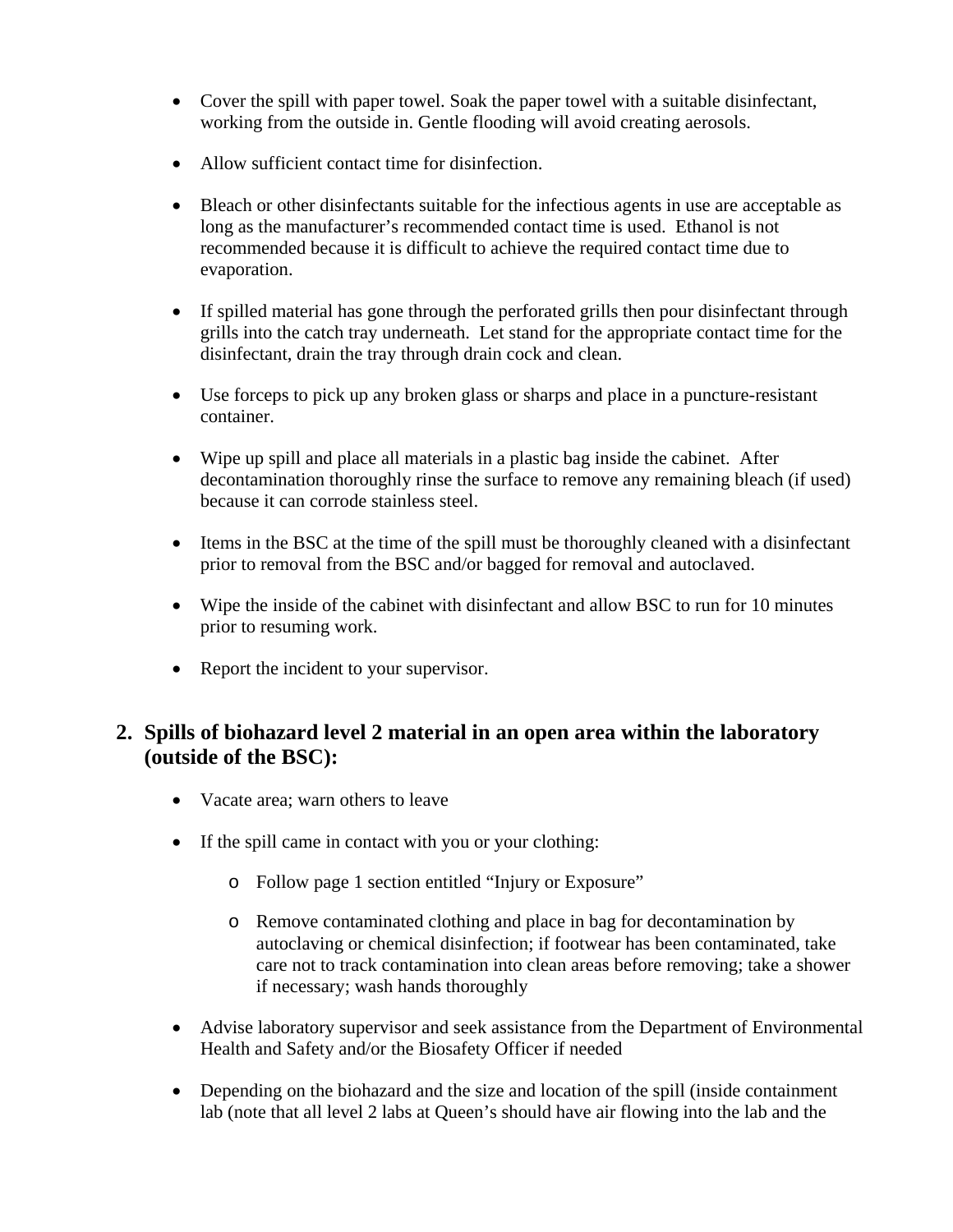- Cover the spill with paper towel. Soak the paper towel with a suitable disinfectant, working from the outside in. Gentle flooding will avoid creating aerosols.

- Allow sufficient contact time for disinfection.

- Bleach or other disinfectants suitable for the infectious agents in use are acceptable as long as the manufacturer's recommended contact time is used. Ethanol is not recommended because it is difficult to achieve the required contact time due to evaporation.

- If spilled material has gone through the perforated grills then pour disinfectant through grills into the catch tray underneath. Let stand for the appropriate contact time for the disinfectant, drain the tray through drain cock and clean.

- Use forceps to pick up any broken glass or sharps and place in a puncture-resistant container.

- Wipe up spill and place all materials in a plastic bag inside the cabinet. After decontamination thoroughly rinse the surface to remove any remaining bleach (if used) because it can corrode stainless steel.

- Items in the BSC at the time of the spill must be thoroughly cleaned with a disinfectant prior to removal from the BSC and/or bagged for removal and autoclaved.

- Wipe the inside of the cabinet with disinfectant and allow BSC to run for 10 minutes prior to resuming work.

- Report the incident to your supervisor.

## 2. Spills of biohazard level 2 material in an open area within the laboratory (outside of the BSC):

- Vacate area; warn others to leave

- If the spill came in contact with you or your clothing:

    - Follow page 1 section entitled "Injury or Exposure"

    - Remove contaminated clothing and place in bag for decontamination by autoclaving or chemical disinfection; if footwear has been contaminated, take care not to track contamination into clean areas before removing; take a shower if necessary; wash hands thoroughly

- Advise laboratory supervisor and seek assistance from the Department of Environmental Health and Safety and/or the Biosafety Officer if needed

- Depending on the biohazard and the size and location of the spill (inside containment lab (note that all level 2 labs at Queen's should have air flowing into the lab and the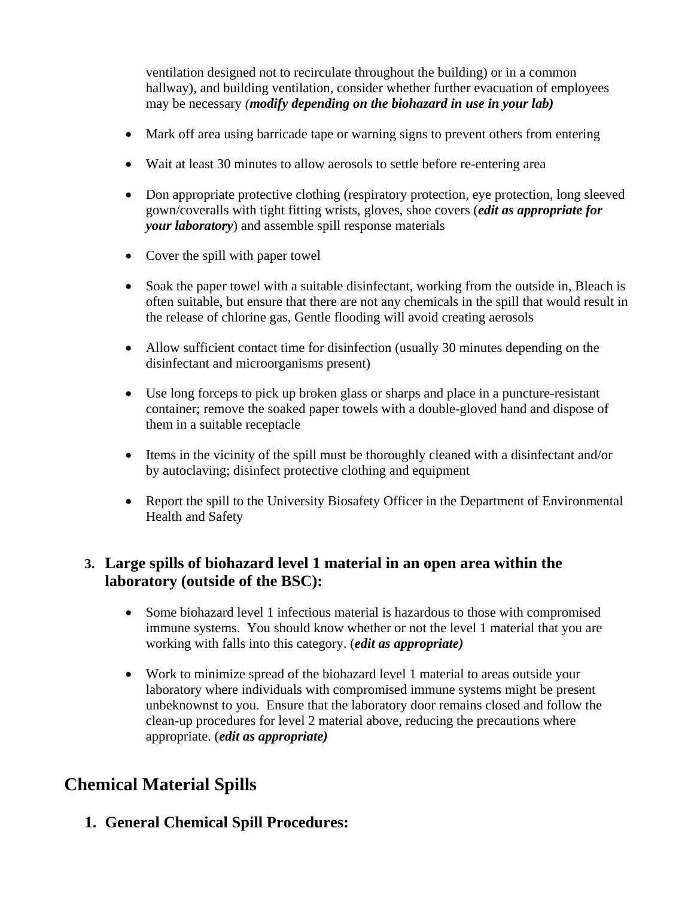ventilation designed not to recirculate throughout the building) or in a common hallway), and building ventilation, consider whether further evacuation of employees may be necessary *(**modify depending on the biohazard in use in your lab)***

- Mark off area using barricade tape or warning signs to prevent others from entering
- Wait at least 30 minutes to allow aerosols to settle before re-entering area
- Don appropriate protective clothing (respiratory protection, eye protection, long sleeved gown/coveralls with tight fitting wrists, gloves, shoe covers (***edit as appropriate for your laboratory***) and assemble spill response materials
- Cover the spill with paper towel
- Soak the paper towel with a suitable disinfectant, working from the outside in, Bleach is often suitable, but ensure that there are not any chemicals in the spill that would result in the release of chlorine gas, Gentle flooding will avoid creating aerosols
- Allow sufficient contact time for disinfection (usually 30 minutes depending on the disinfectant and microorganisms present)
- Use long forceps to pick up broken glass or sharps and place in a puncture-resistant container; remove the soaked paper towels with a double-gloved hand and dispose of them in a suitable receptacle
- Items in the vicinity of the spill must be thoroughly cleaned with a disinfectant and/or by autoclaving; disinfect protective clothing and equipment
- Report the spill to the University Biosafety Officer in the Department of Environmental Health and Safety

### 3. Large spills of biohazard level 1 material in an open area within the laboratory (outside of the BSC):

- Some biohazard level 1 infectious material is hazardous to those with compromised immune systems. You should know whether or not the level 1 material that you are working with falls into this category. (***edit as appropriate)***
- Work to minimize spread of the biohazard level 1 material to areas outside your laboratory where individuals with compromised immune systems might be present unbeknownst to you. Ensure that the laboratory door remains closed and follow the clean-up procedures for level 2 material above, reducing the precautions where appropriate. (***edit as appropriate)***

## Chemical Material Spills

### 1. General Chemical Spill Procedures: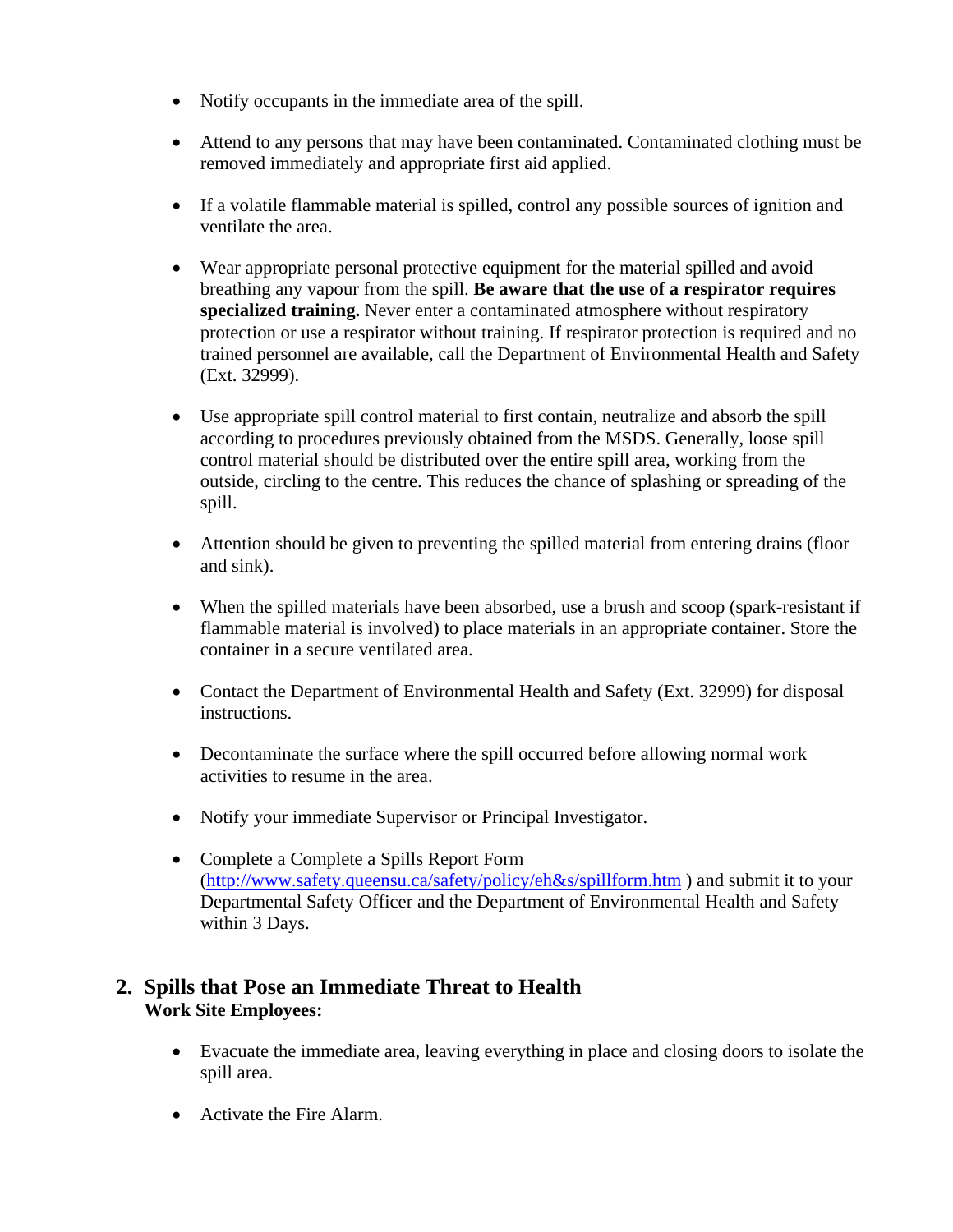- Notify occupants in the immediate area of the spill.

- Attend to any persons that may have been contaminated. Contaminated clothing must be removed immediately and appropriate first aid applied.

- If a volatile flammable material is spilled, control any possible sources of ignition and ventilate the area.

- Wear appropriate personal protective equipment for the material spilled and avoid breathing any vapour from the spill. **Be aware that the use of a respirator requires specialized training.** Never enter a contaminated atmosphere without respiratory protection or use a respirator without training. If respirator protection is required and no trained personnel are available, call the Department of Environmental Health and Safety (Ext. 32999).

- Use appropriate spill control material to first contain, neutralize and absorb the spill according to procedures previously obtained from the MSDS. Generally, loose spill control material should be distributed over the entire spill area, working from the outside, circling to the centre. This reduces the chance of splashing or spreading of the spill.

- Attention should be given to preventing the spilled material from entering drains (floor and sink).

- When the spilled materials have been absorbed, use a brush and scoop (spark-resistant if flammable material is involved) to place materials in an appropriate container. Store the container in a secure ventilated area.

- Contact the Department of Environmental Health and Safety (Ext. 32999) for disposal instructions.

- Decontaminate the surface where the spill occurred before allowing normal work activities to resume in the area.

- Notify your immediate Supervisor or Principal Investigator.

- Complete a Complete a Spills Report Form (http://www.safety.queensu.ca/safety/policy/eh&s/spillform.htm ) and submit it to your Departmental Safety Officer and the Department of Environmental Health and Safety within 3 Days.

## 2. Spills that Pose an Immediate Threat to Health

**Work Site Employees:**

- Evacuate the immediate area, leaving everything in place and closing doors to isolate the spill area.

- Activate the Fire Alarm.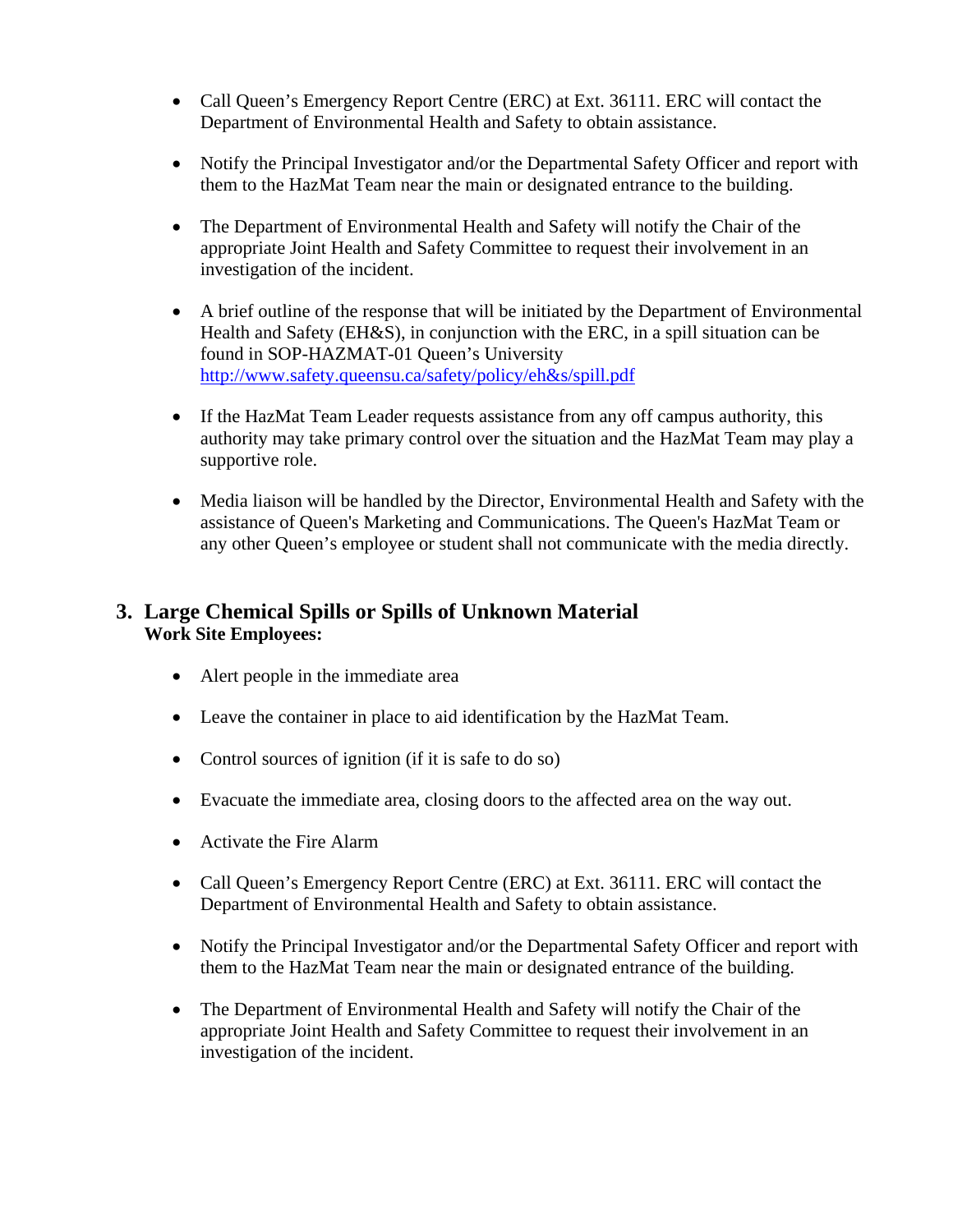- Call Queen's Emergency Report Centre (ERC) at Ext. 36111. ERC will contact the Department of Environmental Health and Safety to obtain assistance.

- Notify the Principal Investigator and/or the Departmental Safety Officer and report with them to the HazMat Team near the main or designated entrance to the building.

- The Department of Environmental Health and Safety will notify the Chair of the appropriate Joint Health and Safety Committee to request their involvement in an investigation of the incident.

- A brief outline of the response that will be initiated by the Department of Environmental Health and Safety (EH&S), in conjunction with the ERC, in a spill situation can be found in SOP-HAZMAT-01 Queen's University http://www.safety.queensu.ca/safety/policy/eh&s/spill.pdf

- If the HazMat Team Leader requests assistance from any off campus authority, this authority may take primary control over the situation and the HazMat Team may play a supportive role.

- Media liaison will be handled by the Director, Environmental Health and Safety with the assistance of Queen's Marketing and Communications. The Queen's HazMat Team or any other Queen's employee or student shall not communicate with the media directly.

## 3. Large Chemical Spills or Spills of Unknown Material

**Work Site Employees:**

- Alert people in the immediate area

- Leave the container in place to aid identification by the HazMat Team.

- Control sources of ignition (if it is safe to do so)

- Evacuate the immediate area, closing doors to the affected area on the way out.

- Activate the Fire Alarm

- Call Queen's Emergency Report Centre (ERC) at Ext. 36111. ERC will contact the Department of Environmental Health and Safety to obtain assistance.

- Notify the Principal Investigator and/or the Departmental Safety Officer and report with them to the HazMat Team near the main or designated entrance of the building.

- The Department of Environmental Health and Safety will notify the Chair of the appropriate Joint Health and Safety Committee to request their involvement in an investigation of the incident.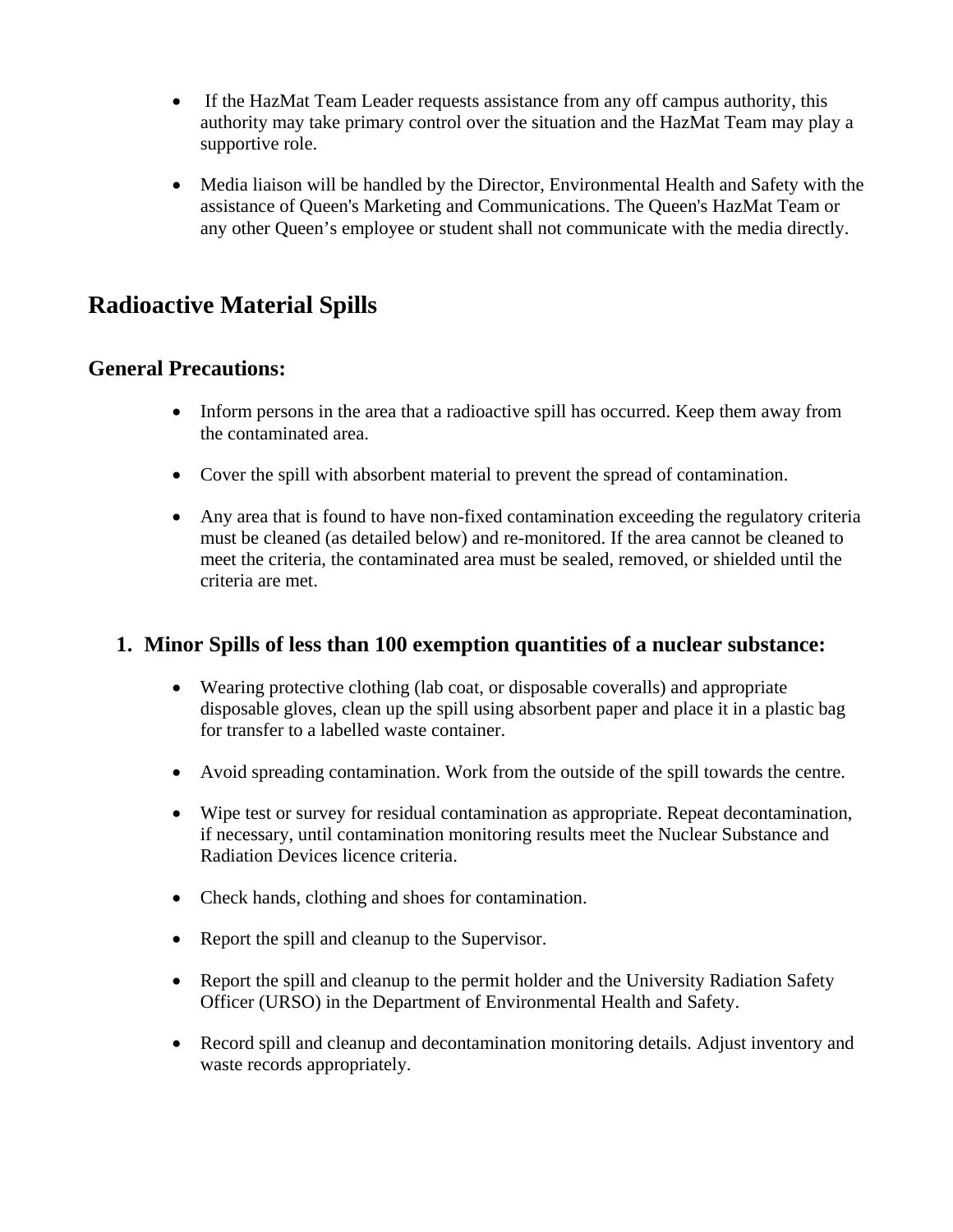- If the HazMat Team Leader requests assistance from any off campus authority, this authority may take primary control over the situation and the HazMat Team may play a supportive role.

- Media liaison will be handled by the Director, Environmental Health and Safety with the assistance of Queen's Marketing and Communications. The Queen's HazMat Team or any other Queen's employee or student shall not communicate with the media directly.

# Radioactive Material Spills

## General Precautions:

- Inform persons in the area that a radioactive spill has occurred. Keep them away from the contaminated area.

- Cover the spill with absorbent material to prevent the spread of contamination.

- Any area that is found to have non-fixed contamination exceeding the regulatory criteria must be cleaned (as detailed below) and re-monitored. If the area cannot be cleaned to meet the criteria, the contaminated area must be sealed, removed, or shielded until the criteria are met.

### 1. Minor Spills of less than 100 exemption quantities of a nuclear substance:

- Wearing protective clothing (lab coat, or disposable coveralls) and appropriate disposable gloves, clean up the spill using absorbent paper and place it in a plastic bag for transfer to a labelled waste container.

- Avoid spreading contamination. Work from the outside of the spill towards the centre.

- Wipe test or survey for residual contamination as appropriate. Repeat decontamination, if necessary, until contamination monitoring results meet the Nuclear Substance and Radiation Devices licence criteria.

- Check hands, clothing and shoes for contamination.

- Report the spill and cleanup to the Supervisor.

- Report the spill and cleanup to the permit holder and the University Radiation Safety Officer (URSO) in the Department of Environmental Health and Safety.

- Record spill and cleanup and decontamination monitoring details. Adjust inventory and waste records appropriately.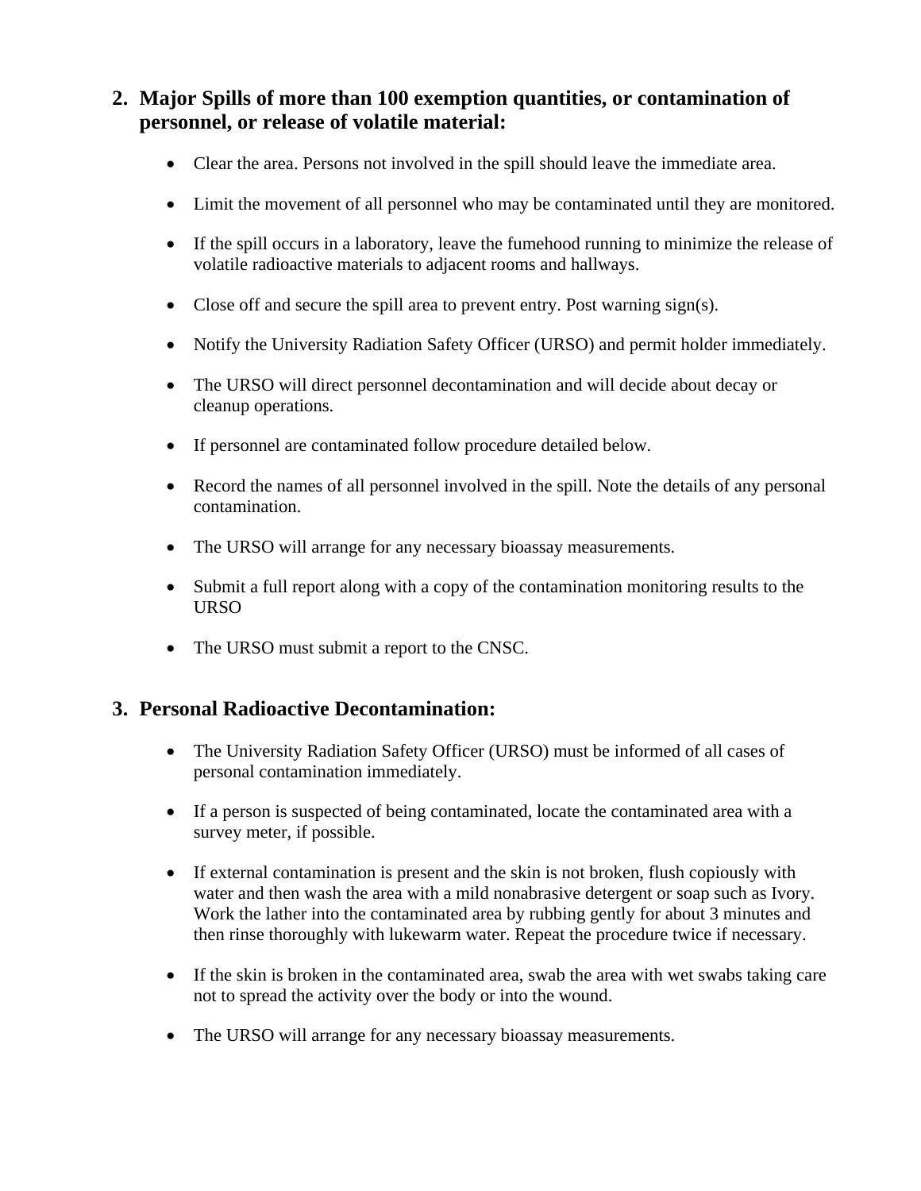## 2. Major Spills of more than 100 exemption quantities, or contamination of personnel, or release of volatile material:

- Clear the area. Persons not involved in the spill should leave the immediate area.
- Limit the movement of all personnel who may be contaminated until they are monitored.
- If the spill occurs in a laboratory, leave the fumehood running to minimize the release of volatile radioactive materials to adjacent rooms and hallways.
- Close off and secure the spill area to prevent entry. Post warning sign(s).
- Notify the University Radiation Safety Officer (URSO) and permit holder immediately.
- The URSO will direct personnel decontamination and will decide about decay or cleanup operations.
- If personnel are contaminated follow procedure detailed below.
- Record the names of all personnel involved in the spill. Note the details of any personal contamination.
- The URSO will arrange for any necessary bioassay measurements.
- Submit a full report along with a copy of the contamination monitoring results to the URSO
- The URSO must submit a report to the CNSC.

## 3. Personal Radioactive Decontamination:

- The University Radiation Safety Officer (URSO) must be informed of all cases of personal contamination immediately.
- If a person is suspected of being contaminated, locate the contaminated area with a survey meter, if possible.
- If external contamination is present and the skin is not broken, flush copiously with water and then wash the area with a mild nonabrasive detergent or soap such as Ivory. Work the lather into the contaminated area by rubbing gently for about 3 minutes and then rinse thoroughly with lukewarm water. Repeat the procedure twice if necessary.
- If the skin is broken in the contaminated area, swab the area with wet swabs taking care not to spread the activity over the body or into the wound.
- The URSO will arrange for any necessary bioassay measurements.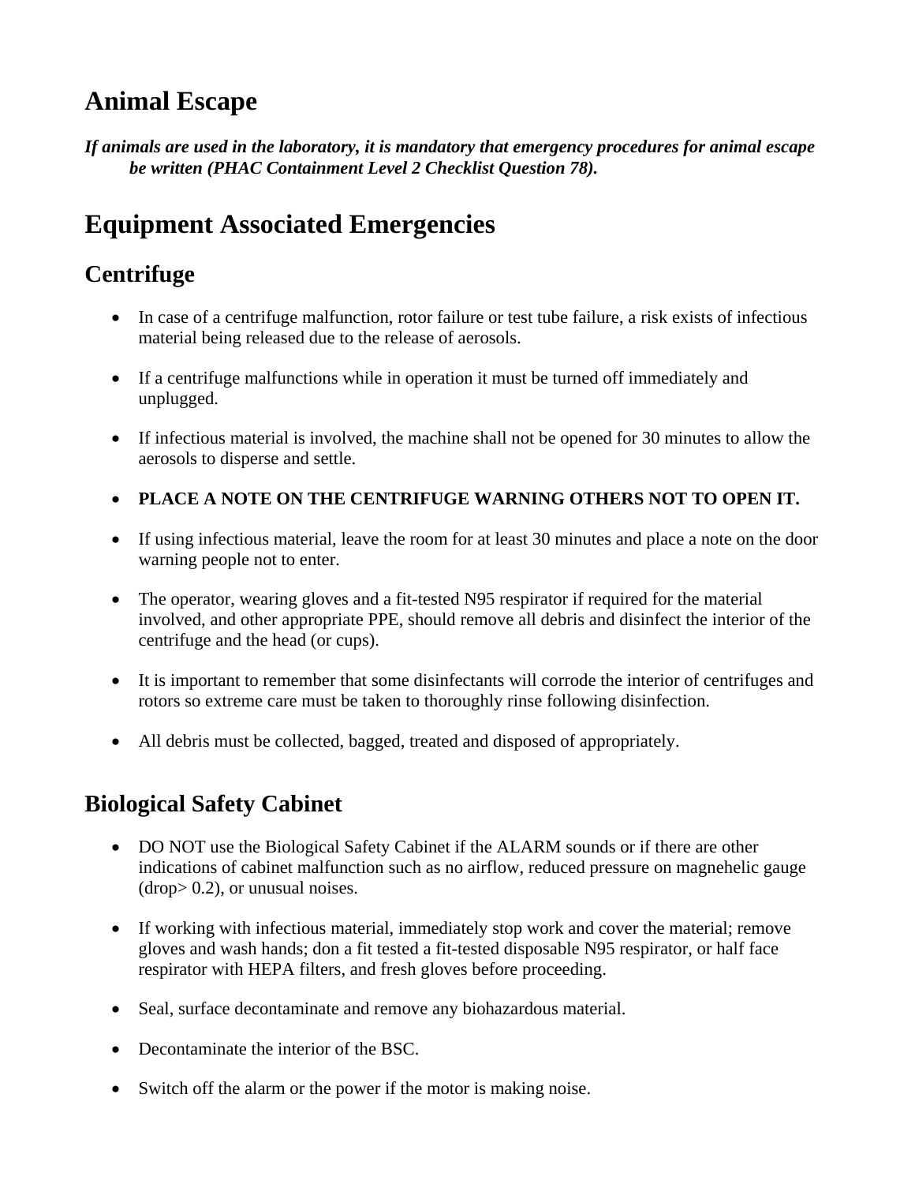# Animal Escape

***If animals are used in the laboratory, it is mandatory that emergency procedures for animal escape be written (PHAC Containment Level 2 Checklist Question 78).***

# Equipment Associated Emergencies

## Centrifuge

- In case of a centrifuge malfunction, rotor failure or test tube failure, a risk exists of infectious material being released due to the release of aerosols.
- If a centrifuge malfunctions while in operation it must be turned off immediately and unplugged.
- If infectious material is involved, the machine shall not be opened for 30 minutes to allow the aerosols to disperse and settle.
- **PLACE A NOTE ON THE CENTRIFUGE WARNING OTHERS NOT TO OPEN IT.**
- If using infectious material, leave the room for at least 30 minutes and place a note on the door warning people not to enter.
- The operator, wearing gloves and a fit-tested N95 respirator if required for the material involved, and other appropriate PPE, should remove all debris and disinfect the interior of the centrifuge and the head (or cups).
- It is important to remember that some disinfectants will corrode the interior of centrifuges and rotors so extreme care must be taken to thoroughly rinse following disinfection.
- All debris must be collected, bagged, treated and disposed of appropriately.

## Biological Safety Cabinet

- DO NOT use the Biological Safety Cabinet if the ALARM sounds or if there are other indications of cabinet malfunction such as no airflow, reduced pressure on magnehelic gauge (drop> 0.2), or unusual noises.
- If working with infectious material, immediately stop work and cover the material; remove gloves and wash hands; don a fit tested a fit-tested disposable N95 respirator, or half face respirator with HEPA filters, and fresh gloves before proceeding.
- Seal, surface decontaminate and remove any biohazardous material.
- Decontaminate the interior of the BSC.
- Switch off the alarm or the power if the motor is making noise.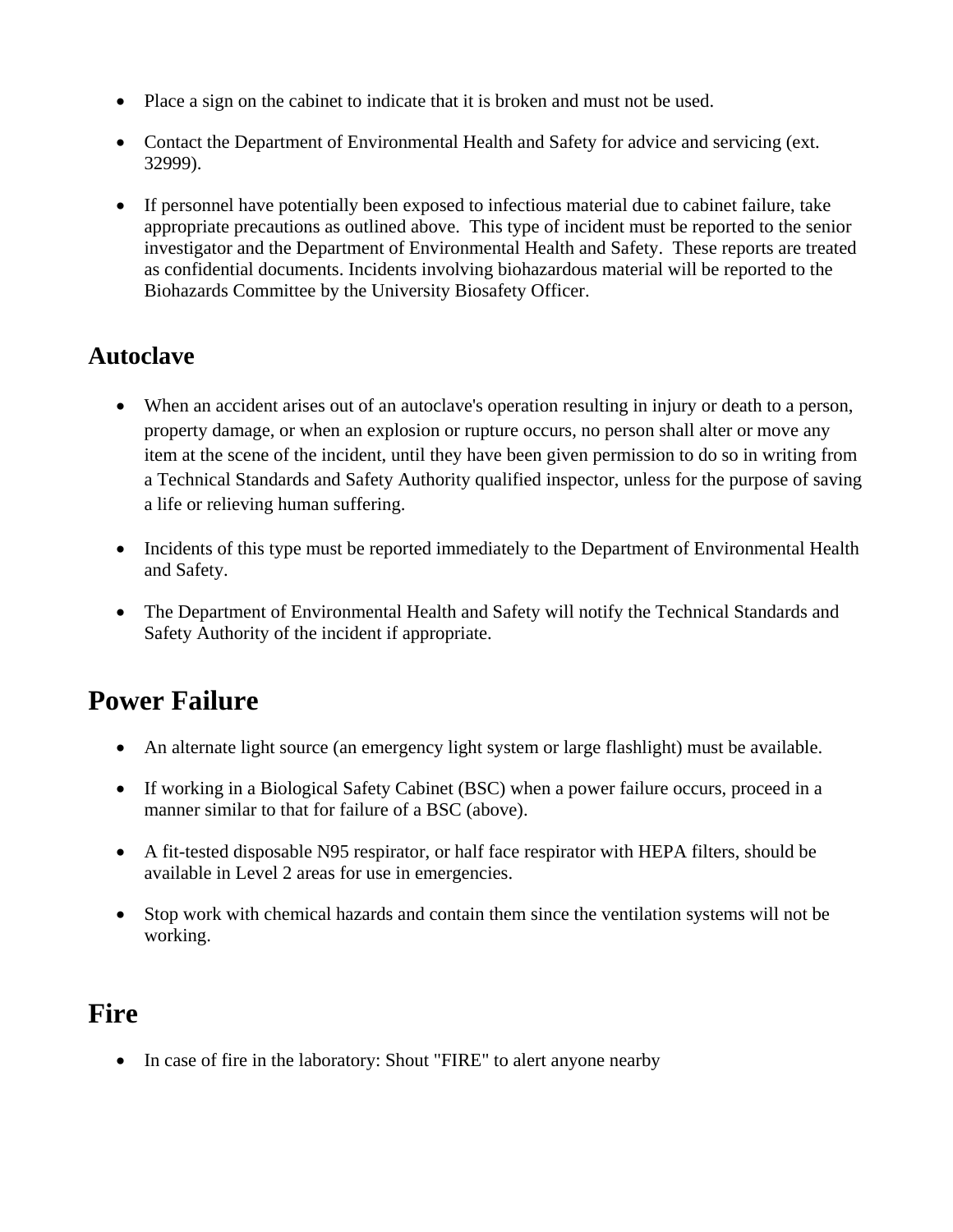- Place a sign on the cabinet to indicate that it is broken and must not be used.

- Contact the Department of Environmental Health and Safety for advice and servicing (ext. 32999).

- If personnel have potentially been exposed to infectious material due to cabinet failure, take appropriate precautions as outlined above. This type of incident must be reported to the senior investigator and the Department of Environmental Health and Safety. These reports are treated as confidential documents. Incidents involving biohazardous material will be reported to the Biohazards Committee by the University Biosafety Officer.

### Autoclave

- When an accident arises out of an autoclave's operation resulting in injury or death to a person, property damage, or when an explosion or rupture occurs, no person shall alter or move any item at the scene of the incident, until they have been given permission to do so in writing from a Technical Standards and Safety Authority qualified inspector, unless for the purpose of saving a life or relieving human suffering.

- Incidents of this type must be reported immediately to the Department of Environmental Health and Safety.

- The Department of Environmental Health and Safety will notify the Technical Standards and Safety Authority of the incident if appropriate.

## Power Failure

- An alternate light source (an emergency light system or large flashlight) must be available.

- If working in a Biological Safety Cabinet (BSC) when a power failure occurs, proceed in a manner similar to that for failure of a BSC (above).

- A fit-tested disposable N95 respirator, or half face respirator with HEPA filters, should be available in Level 2 areas for use in emergencies.

- Stop work with chemical hazards and contain them since the ventilation systems will not be working.

## Fire

- In case of fire in the laboratory: Shout "FIRE" to alert anyone nearby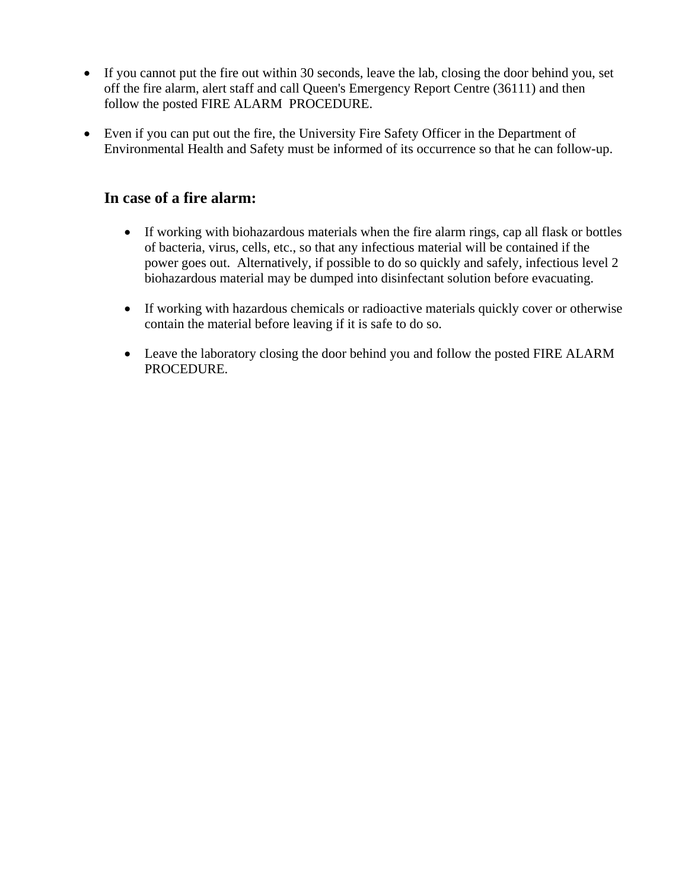- If you cannot put the fire out within 30 seconds, leave the lab, closing the door behind you, set off the fire alarm, alert staff and call Queen's Emergency Report Centre (36111) and then follow the posted FIRE ALARM PROCEDURE.

- Even if you can put out the fire, the University Fire Safety Officer in the Department of Environmental Health and Safety must be informed of its occurrence so that he can follow-up.

### In case of a fire alarm:

- If working with biohazardous materials when the fire alarm rings, cap all flask or bottles of bacteria, virus, cells, etc., so that any infectious material will be contained if the power goes out. Alternatively, if possible to do so quickly and safely, infectious level 2 biohazardous material may be dumped into disinfectant solution before evacuating.

- If working with hazardous chemicals or radioactive materials quickly cover or otherwise contain the material before leaving if it is safe to do so.

- Leave the laboratory closing the door behind you and follow the posted FIRE ALARM PROCEDURE.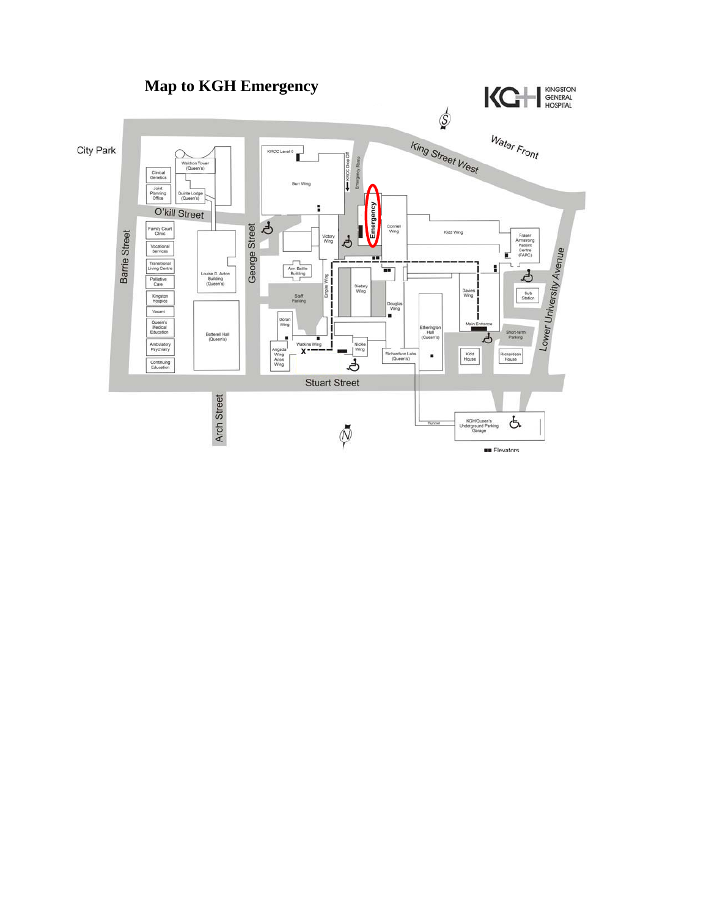# Map to KGH Emergency

KINGSTON GENERAL HOSPITAL

City Park

Water Front

King Street West

O'kill Street

Barrie Street

George Street

Lower University Avenue

Stuart Street

Arch Street

Waldron Tower (Queen's)

Clinical Genetics

Joint Planning Office

Quinte Lodge (Queen's)

KRCC Level 0

KRCC Drop Off

Emergency Ramp

Burr Wing

Emergency

Connell Wing

Kidd Wing

Fraser Armstrong Patient Centre (FAPC)

Family Court Clinic

Vocational Services

Transitional Living Centre

Palliative Care

Kingston Hospice

Vacant

Queen's Medical Education

Ambulatory Psychiatry

Continuing Education

Louise D. Acton Building (Queen's)

Botterell Hall (Queen's)

Victory Wing

Ann Baillie Building

Empire Wing

Staff Parking

Dietary Wing

Douglas Wing

Davies Wing

Sub Station

Doran Wing

Watkins Wing

Angada Wing Apps Wing

Nickle Wing

Etherington Hall (Queen's)

Main Entrance

Short-term Parking

Richardson Labs (Queen's)

Kidd House

Richardson House

Tunnel

KGH/Queen's Underground Parking Garage

Elevators